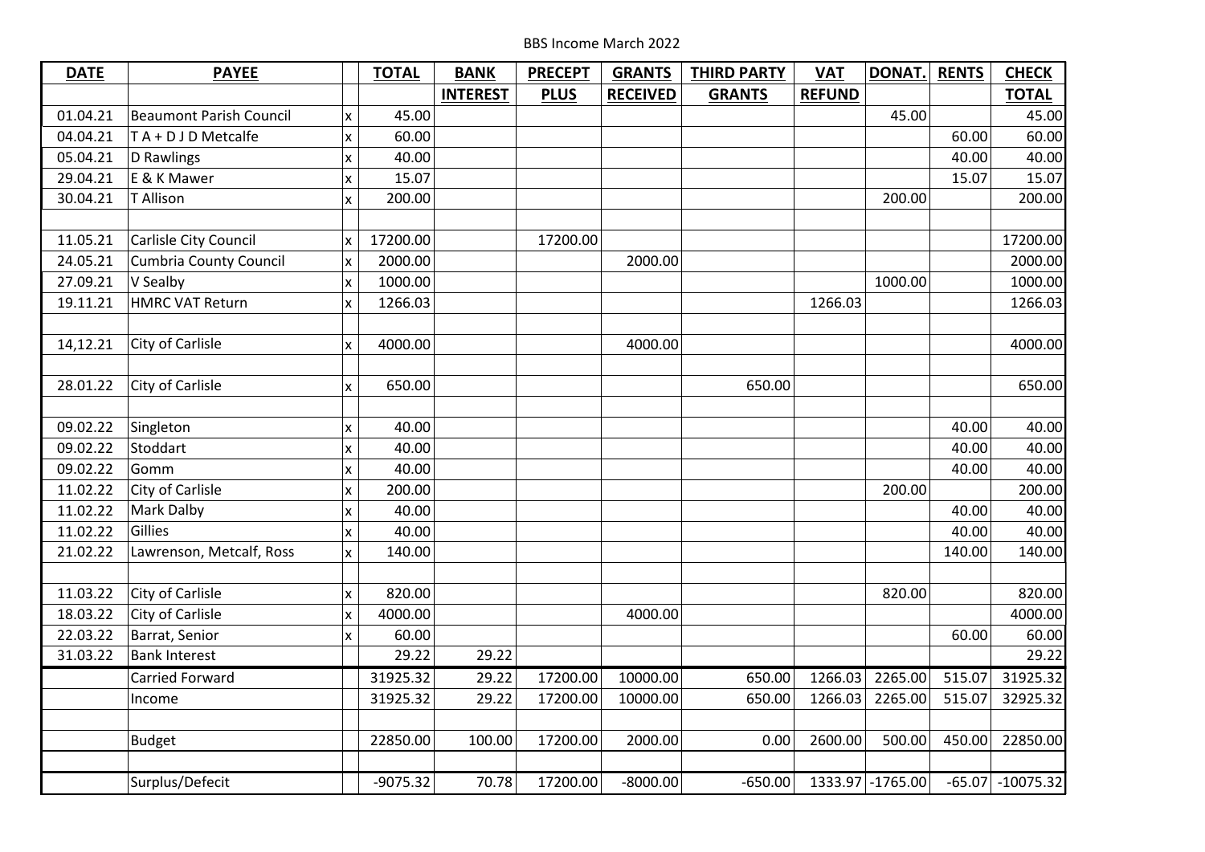BBS Income March 2022

| DATE | PAYEE | | TOTAL | BANK INTEREST | PRECEPT PLUS | GRANTS RECEIVED | THIRD PARTY GRANTS | VAT REFUND | DONAT. | RENTS | CHECK TOTAL |
|---|---|---|---|---|---|---|---|---|---|---|---|
| 01.04.21 | Beaumont Parish Council | x | 45.00 | | | | | | 45.00 | | 45.00 |
| 04.04.21 | T A + D J D Metcalfe | x | 60.00 | | | | | | | 60.00 | 60.00 |
| 05.04.21 | D Rawlings | x | 40.00 | | | | | | | 40.00 | 40.00 |
| 29.04.21 | E & K Mawer | x | 15.07 | | | | | | | 15.07 | 15.07 |
| 30.04.21 | T Allison | x | 200.00 | | | | | | 200.00 | | 200.00 |
| | | | | | | | | | | | |
| 11.05.21 | Carlisle City Council | x | 17200.00 | | 17200.00 | | | | | | 17200.00 |
| 24.05.21 | Cumbria County Council | x | 2000.00 | | | 2000.00 | | | | | 2000.00 |
| 27.09.21 | V Sealby | x | 1000.00 | | | | | | 1000.00 | | 1000.00 |
| 19.11.21 | HMRC VAT Return | x | 1266.03 | | | | | 1266.03 | | | 1266.03 |
| | | | | | | | | | | | |
| 14,12.21 | City of Carlisle | x | 4000.00 | | | 4000.00 | | | | | 4000.00 |
| | | | | | | | | | | | |
| 28.01.22 | City of Carlisle | x | 650.00 | | | | 650.00 | | | | 650.00 |
| | | | | | | | | | | | |
| 09.02.22 | Singleton | x | 40.00 | | | | | | | 40.00 | 40.00 |
| 09.02.22 | Stoddart | x | 40.00 | | | | | | | 40.00 | 40.00 |
| 09.02.22 | Gomm | x | 40.00 | | | | | | | 40.00 | 40.00 |
| 11.02.22 | City of Carlisle | x | 200.00 | | | | | | 200.00 | | 200.00 |
| 11.02.22 | Mark Dalby | x | 40.00 | | | | | | | 40.00 | 40.00 |
| 11.02.22 | Gillies | x | 40.00 | | | | | | | 40.00 | 40.00 |
| 21.02.22 | Lawrenson, Metcalf, Ross | x | 140.00 | | | | | | | 140.00 | 140.00 |
| | | | | | | | | | | | |
| 11.03.22 | City of Carlisle | x | 820.00 | | | | | | 820.00 | | 820.00 |
| 18.03.22 | City of Carlisle | x | 4000.00 | | | 4000.00 | | | | | 4000.00 |
| 22.03.22 | Barrat, Senior | x | 60.00 | | | | | | | 60.00 | 60.00 |
| 31.03.22 | Bank Interest | | 29.22 | 29.22 | | | | | | | 29.22 |
| | Carried Forward | | 31925.32 | 29.22 | 17200.00 | 10000.00 | 650.00 | 1266.03 | 2265.00 | 515.07 | 31925.32 |
| | Income | | 31925.32 | 29.22 | 17200.00 | 10000.00 | 650.00 | 1266.03 | 2265.00 | 515.07 | 32925.32 |
| | | | | | | | | | | | |
| | Budget | | 22850.00 | 100.00 | 17200.00 | 2000.00 | 0.00 | 2600.00 | 500.00 | 450.00 | 22850.00 |
| | | | | | | | | | | | |
| | Surplus/Defecit | | -9075.32 | 70.78 | 17200.00 | -8000.00 | -650.00 | 1333.97 | -1765.00 | -65.07 | -10075.32 |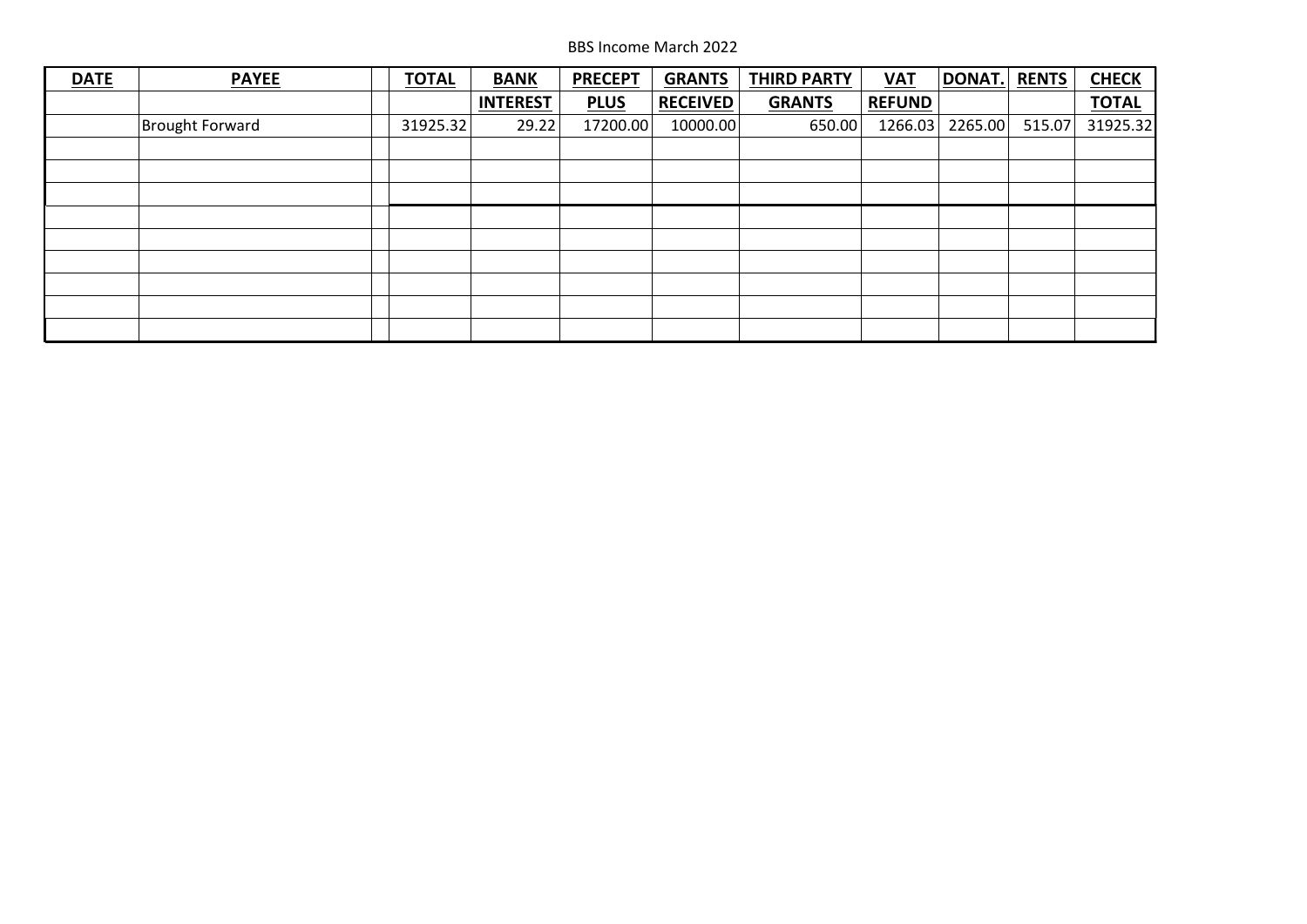BBS Income March 2022

| DATE | PAYEE | | TOTAL | BANK INTEREST | PRECEPT PLUS | GRANTS RECEIVED | THIRD PARTY GRANTS | VAT REFUND | DONAT. | RENTS | CHECK TOTAL |
|---|---|---|---|---|---|---|---|---|---|---|---|
| | Brought Forward | | 31925.32 | 29.22 | 17200.00 | 10000.00 | 650.00 | 1266.03 | 2265.00 | 515.07 | 31925.32 |
| | | | | | | | | | | | |
| | | | | | | | | | | | |
| | | | | | | | | | | | |
| | | | | | | | | | | | |
| | | | | | | | | | | | |
| | | | | | | | | | | | |
| | | | | | | | | | | | |
| | | | | | | | | | | | |
| | | | | | | | | | | | |